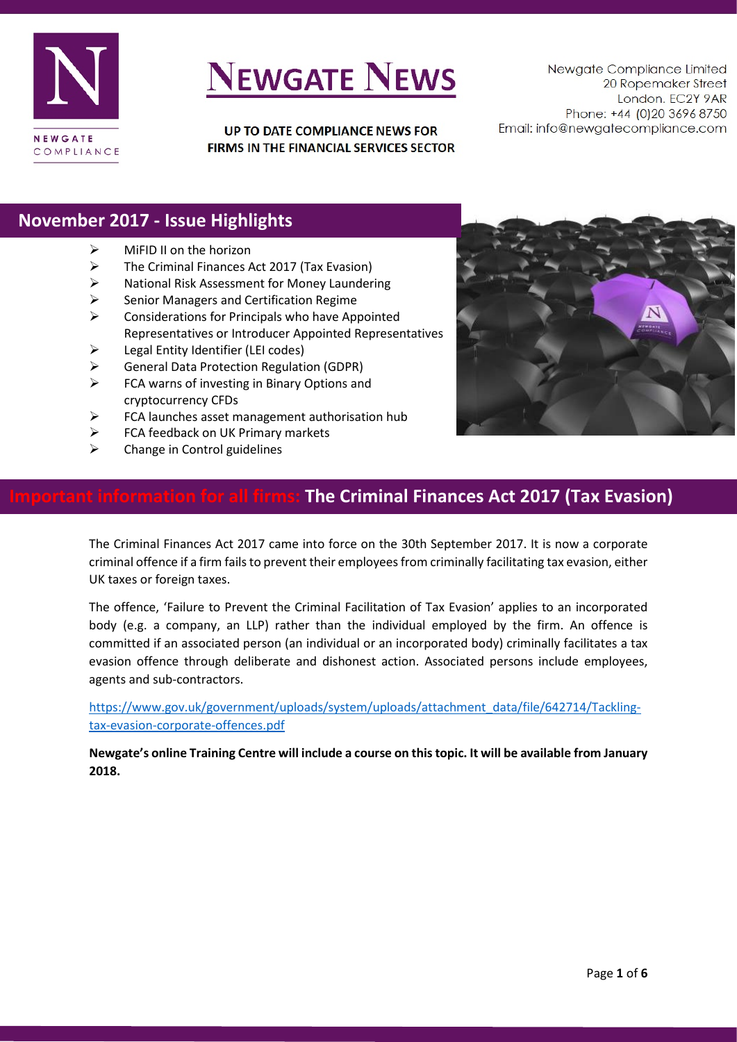# NEWGATE NEWS

**UP TO DATE COMPLIANCE NEWS FOR FIRMS IN THE FINANCIAL SERVICES SECTOR**

Newgate Compliance Limited
20 Ropemaker Street
London. EC2Y 9AR
Phone: +44 (0)20 3696 8750
Email: info@newgatecompliance.com

## November 2017 - Issue Highlights

- MiFID II on the horizon
- The Criminal Finances Act 2017 (Tax Evasion)
- National Risk Assessment for Money Laundering
- Senior Managers and Certification Regime
- Considerations for Principals who have Appointed Representatives or Introducer Appointed Representatives
- Legal Entity Identifier (LEI codes)
- General Data Protection Regulation (GDPR)
- FCA warns of investing in Binary Options and cryptocurrency CFDs
- FCA launches asset management authorisation hub
- FCA feedback on UK Primary markets
- Change in Control guidelines

## Important information for all firms: The Criminal Finances Act 2017 (Tax Evasion)

The Criminal Finances Act 2017 came into force on the 30th September 2017. It is now a corporate criminal offence if a firm fails to prevent their employees from criminally facilitating tax evasion, either UK taxes or foreign taxes.

The offence, 'Failure to Prevent the Criminal Facilitation of Tax Evasion' applies to an incorporated body (e.g. a company, an LLP) rather than the individual employed by the firm. An offence is committed if an associated person (an individual or an incorporated body) criminally facilitates a tax evasion offence through deliberate and dishonest action. Associated persons include employees, agents and sub-contractors.

https://www.gov.uk/government/uploads/system/uploads/attachment_data/file/642714/Tackling-tax-evasion-corporate-offences.pdf

**Newgate's online Training Centre will include a course on this topic. It will be available from January 2018.**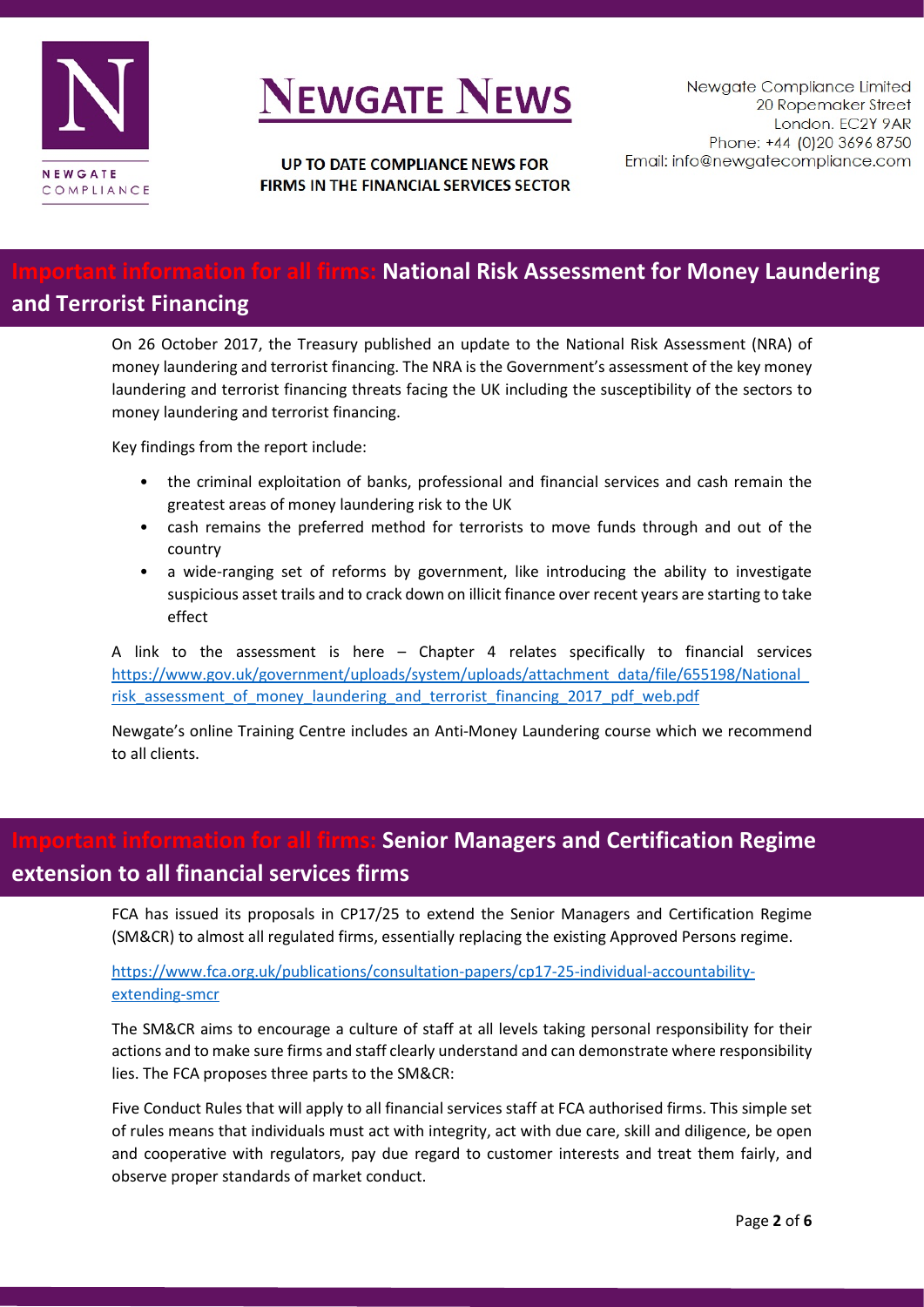## Important information for all firms: National Risk Assessment for Money Laundering and Terrorist Financing

On 26 October 2017, the Treasury published an update to the National Risk Assessment (NRA) of money laundering and terrorist financing. The NRA is the Government's assessment of the key money laundering and terrorist financing threats facing the UK including the susceptibility of the sectors to money laundering and terrorist financing.

Key findings from the report include:

- the criminal exploitation of banks, professional and financial services and cash remain the greatest areas of money laundering risk to the UK
- cash remains the preferred method for terrorists to move funds through and out of the country
- a wide-ranging set of reforms by government, like introducing the ability to investigate suspicious asset trails and to crack down on illicit finance over recent years are starting to take effect

A link to the assessment is here – Chapter 4 relates specifically to financial services https://www.gov.uk/government/uploads/system/uploads/attachment_data/file/655198/National_risk_assessment_of_money_laundering_and_terrorist_financing_2017_pdf_web.pdf

Newgate's online Training Centre includes an Anti-Money Laundering course which we recommend to all clients.

## Important information for all firms: Senior Managers and Certification Regime extension to all financial services firms

FCA has issued its proposals in CP17/25 to extend the Senior Managers and Certification Regime (SM&CR) to almost all regulated firms, essentially replacing the existing Approved Persons regime.

https://www.fca.org.uk/publications/consultation-papers/cp17-25-individual-accountability-extending-smcr

The SM&CR aims to encourage a culture of staff at all levels taking personal responsibility for their actions and to make sure firms and staff clearly understand and can demonstrate where responsibility lies. The FCA proposes three parts to the SM&CR:

Five Conduct Rules that will apply to all financial services staff at FCA authorised firms. This simple set of rules means that individuals must act with integrity, act with due care, skill and diligence, be open and cooperative with regulators, pay due regard to customer interests and treat them fairly, and observe proper standards of market conduct.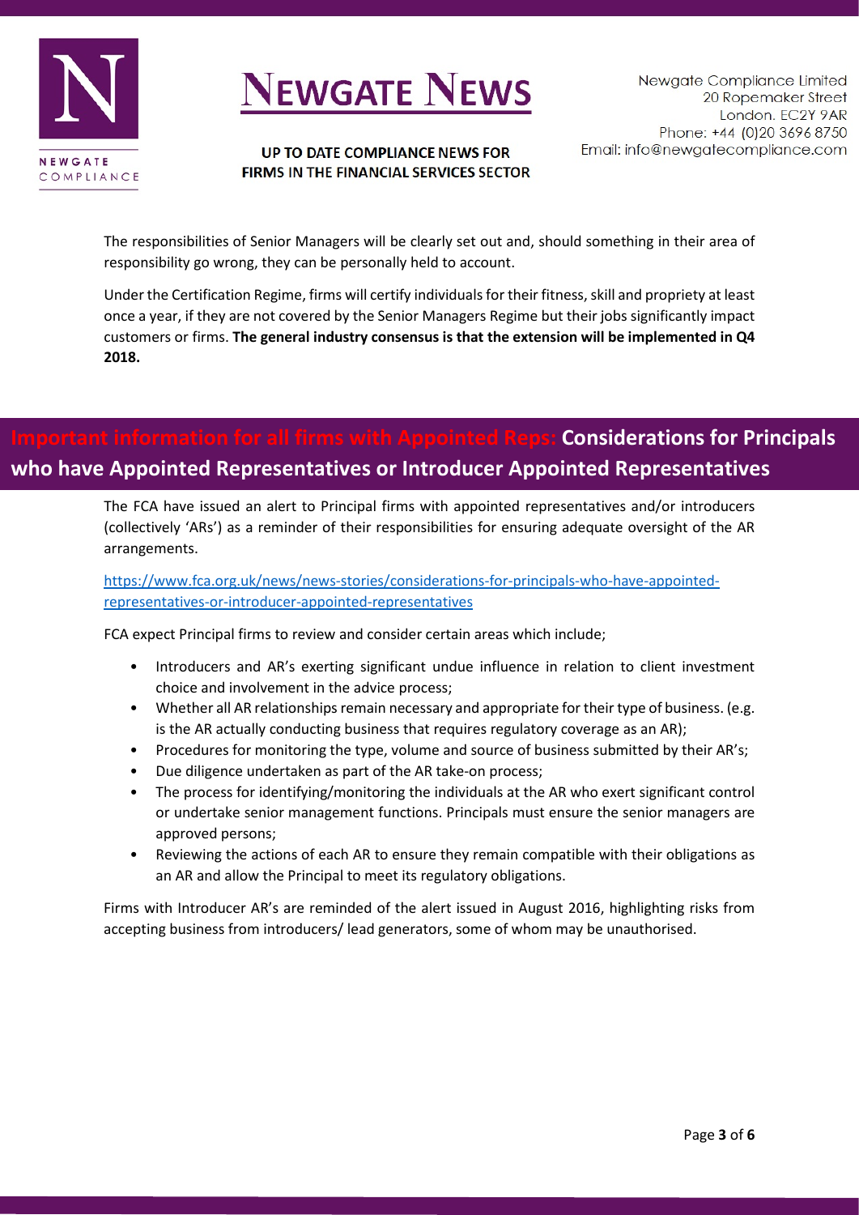The responsibilities of Senior Managers will be clearly set out and, should something in their area of responsibility go wrong, they can be personally held to account.

Under the Certification Regime, firms will certify individuals for their fitness, skill and propriety at least once a year, if they are not covered by the Senior Managers Regime but their jobs significantly impact customers or firms. **The general industry consensus is that the extension will be implemented in Q4 2018.**

## Important information for all firms with Appointed Reps: Considerations for Principals who have Appointed Representatives or Introducer Appointed Representatives

The FCA have issued an alert to Principal firms with appointed representatives and/or introducers (collectively 'ARs') as a reminder of their responsibilities for ensuring adequate oversight of the AR arrangements.

[https://www.fca.org.uk/news/news-stories/considerations-for-principals-who-have-appointed-representatives-or-introducer-appointed-representatives](https://www.fca.org.uk/news/news-stories/considerations-for-principals-who-have-appointed-representatives-or-introducer-appointed-representatives)

FCA expect Principal firms to review and consider certain areas which include;

- Introducers and AR's exerting significant undue influence in relation to client investment choice and involvement in the advice process;
- Whether all AR relationships remain necessary and appropriate for their type of business. (e.g. is the AR actually conducting business that requires regulatory coverage as an AR);
- Procedures for monitoring the type, volume and source of business submitted by their AR's;
- Due diligence undertaken as part of the AR take-on process;
- The process for identifying/monitoring the individuals at the AR who exert significant control or undertake senior management functions. Principals must ensure the senior managers are approved persons;
- Reviewing the actions of each AR to ensure they remain compatible with their obligations as an AR and allow the Principal to meet its regulatory obligations.

Firms with Introducer AR's are reminded of the alert issued in August 2016, highlighting risks from accepting business from introducers/ lead generators, some of whom may be unauthorised.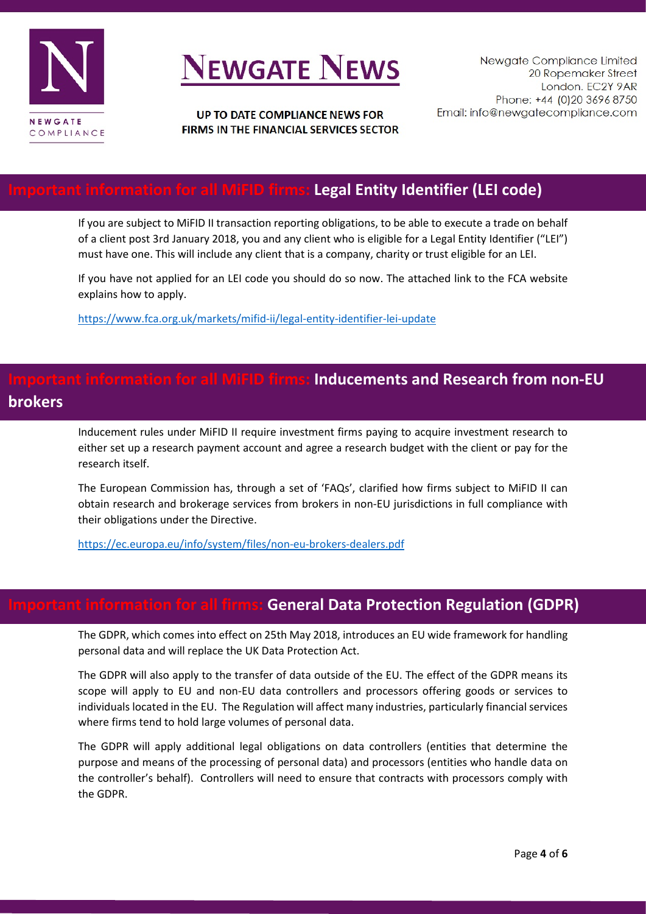## Important information for all MiFID firms: Legal Entity Identifier (LEI code)

If you are subject to MiFID II transaction reporting obligations, to be able to execute a trade on behalf of a client post 3rd January 2018, you and any client who is eligible for a Legal Entity Identifier ("LEI") must have one. This will include any client that is a company, charity or trust eligible for an LEI.

If you have not applied for an LEI code you should do so now. The attached link to the FCA website explains how to apply.

https://www.fca.org.uk/markets/mifid-ii/legal-entity-identifier-lei-update

## Important information for all MiFID firms: Inducements and Research from non-EU brokers

Inducement rules under MiFID II require investment firms paying to acquire investment research to either set up a research payment account and agree a research budget with the client or pay for the research itself.

The European Commission has, through a set of 'FAQs', clarified how firms subject to MiFID II can obtain research and brokerage services from brokers in non-EU jurisdictions in full compliance with their obligations under the Directive.

https://ec.europa.eu/info/system/files/non-eu-brokers-dealers.pdf

## Important information for all firms: General Data Protection Regulation (GDPR)

The GDPR, which comes into effect on 25th May 2018, introduces an EU wide framework for handling personal data and will replace the UK Data Protection Act.

The GDPR will also apply to the transfer of data outside of the EU. The effect of the GDPR means its scope will apply to EU and non-EU data controllers and processors offering goods or services to individuals located in the EU. The Regulation will affect many industries, particularly financial services where firms tend to hold large volumes of personal data.

The GDPR will apply additional legal obligations on data controllers (entities that determine the purpose and means of the processing of personal data) and processors (entities who handle data on the controller's behalf). Controllers will need to ensure that contracts with processors comply with the GDPR.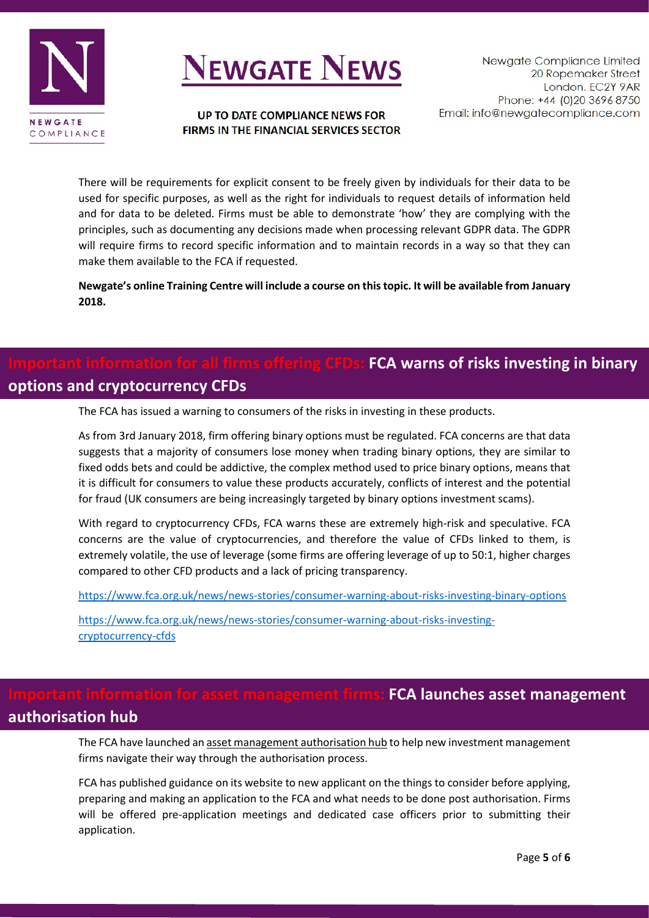There will be requirements for explicit consent to be freely given by individuals for their data to be used for specific purposes, as well as the right for individuals to request details of information held and for data to be deleted. Firms must be able to demonstrate 'how' they are complying with the principles, such as documenting any decisions made when processing relevant GDPR data. The GDPR will require firms to record specific information and to maintain records in a way so that they can make them available to the FCA if requested.

**Newgate's online Training Centre will include a course on this topic. It will be available from January 2018.**

## Important information for all firms offering CFDs: FCA warns of risks investing in binary options and cryptocurrency CFDs

The FCA has issued a warning to consumers of the risks in investing in these products.

As from 3rd January 2018, firm offering binary options must be regulated. FCA concerns are that data suggests that a majority of consumers lose money when trading binary options, they are similar to fixed odds bets and could be addictive, the complex method used to price binary options, means that it is difficult for consumers to value these products accurately, conflicts of interest and the potential for fraud (UK consumers are being increasingly targeted by binary options investment scams).

With regard to cryptocurrency CFDs, FCA warns these are extremely high-risk and speculative. FCA concerns are the value of cryptocurrencies, and therefore the value of CFDs linked to them, is extremely volatile, the use of leverage (some firms are offering leverage of up to 50:1, higher charges compared to other CFD products and a lack of pricing transparency.

https://www.fca.org.uk/news/news-stories/consumer-warning-about-risks-investing-binary-options

https://www.fca.org.uk/news/news-stories/consumer-warning-about-risks-investing-cryptocurrency-cfds

## Important information for asset management firms: FCA launches asset management authorisation hub

The FCA have launched an asset management authorisation hub to help new investment management firms navigate their way through the authorisation process.

FCA has published guidance on its website to new applicant on the things to consider before applying, preparing and making an application to the FCA and what needs to be done post authorisation. Firms will be offered pre-application meetings and dedicated case officers prior to submitting their application.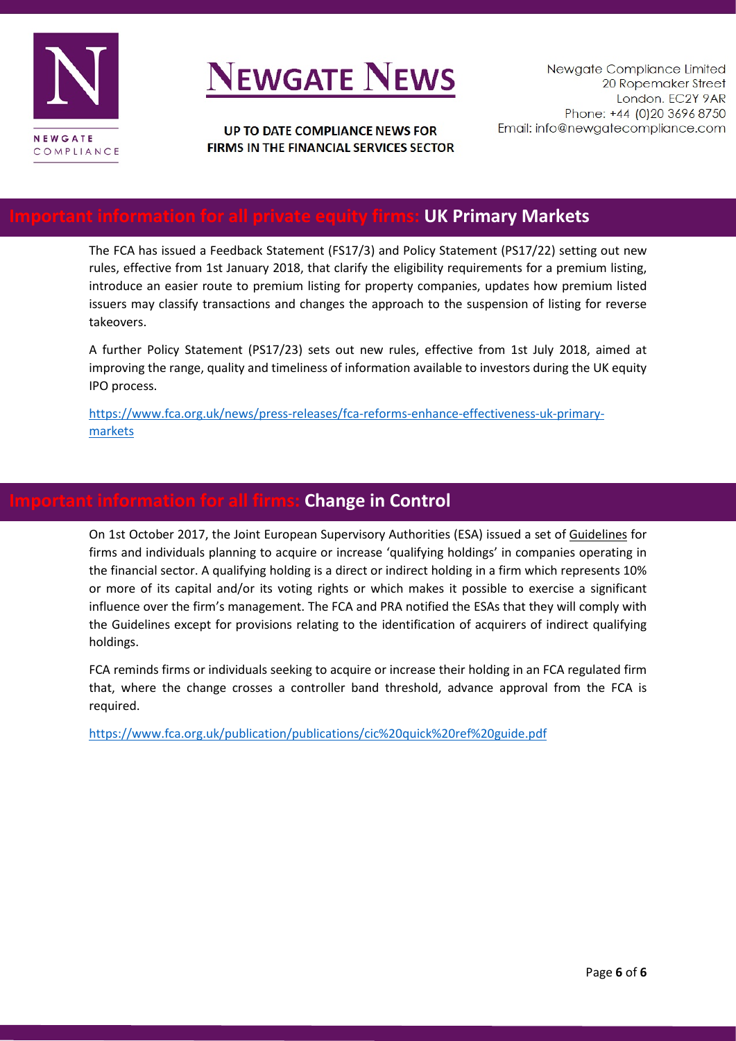## Important information for all private equity firms: UK Primary Markets

The FCA has issued a Feedback Statement (FS17/3) and Policy Statement (PS17/22) setting out new rules, effective from 1st January 2018, that clarify the eligibility requirements for a premium listing, introduce an easier route to premium listing for property companies, updates how premium listed issuers may classify transactions and changes the approach to the suspension of listing for reverse takeovers.

A further Policy Statement (PS17/23) sets out new rules, effective from 1st July 2018, aimed at improving the range, quality and timeliness of information available to investors during the UK equity IPO process.

https://www.fca.org.uk/news/press-releases/fca-reforms-enhance-effectiveness-uk-primary-markets

## Important information for all firms: Change in Control

On 1st October 2017, the Joint European Supervisory Authorities (ESA) issued a set of Guidelines for firms and individuals planning to acquire or increase 'qualifying holdings' in companies operating in the financial sector. A qualifying holding is a direct or indirect holding in a firm which represents 10% or more of its capital and/or its voting rights or which makes it possible to exercise a significant influence over the firm's management. The FCA and PRA notified the ESAs that they will comply with the Guidelines except for provisions relating to the identification of acquirers of indirect qualifying holdings.

FCA reminds firms or individuals seeking to acquire or increase their holding in an FCA regulated firm that, where the change crosses a controller band threshold, advance approval from the FCA is required.

https://www.fca.org.uk/publication/publications/cic%20quick%20ref%20guide.pdf